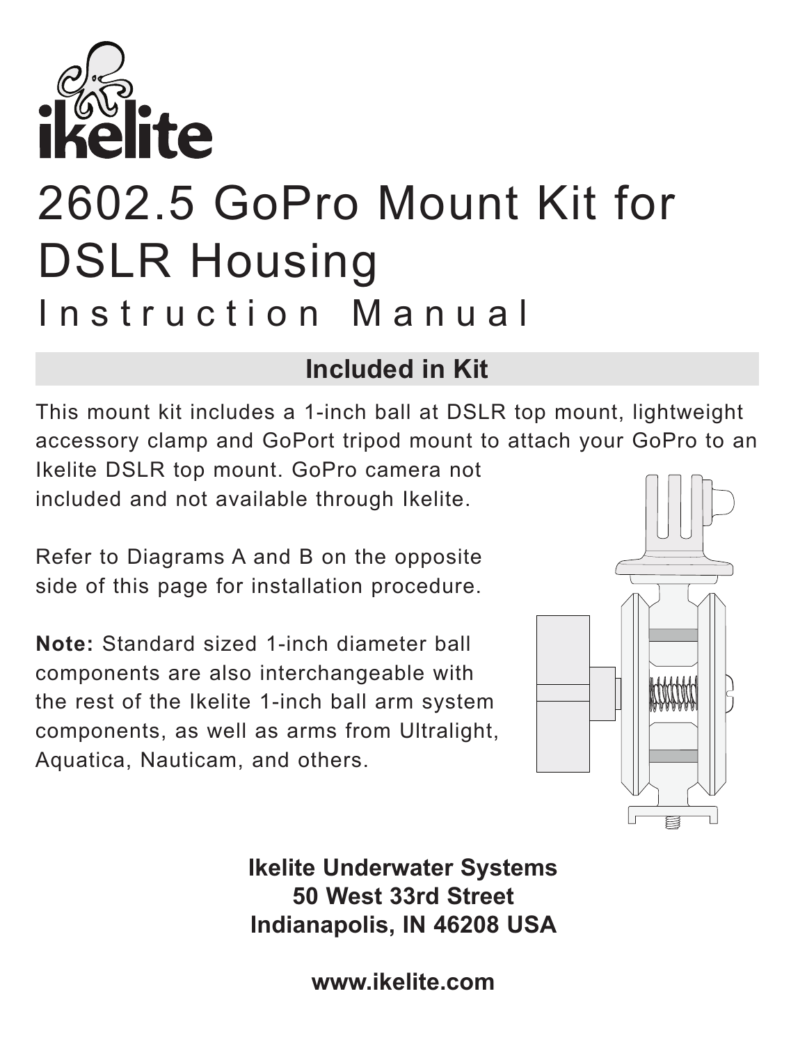ikelite

# 2602.5 GoPro Mount Kit for DSLR Housing

## Instruction Manual

### Included in Kit

This mount kit includes a 1-inch ball at DSLR top mount, lightweight accessory clamp and GoPort tripod mount to attach your GoPro to an Ikelite DSLR top mount. GoPro camera not included and not available through Ikelite.

Refer to Diagrams A and B on the opposite side of this page for installation procedure.

**Note:** Standard sized 1-inch diameter ball components are also interchangeable with the rest of the Ikelite 1-inch ball arm system components, as well as arms from Ultralight, Aquatica, Nauticam, and others.

**Ikelite Underwater Systems**
**50 West 33rd Street**
**Indianapolis, IN 46208 USA**

**www.ikelite.com**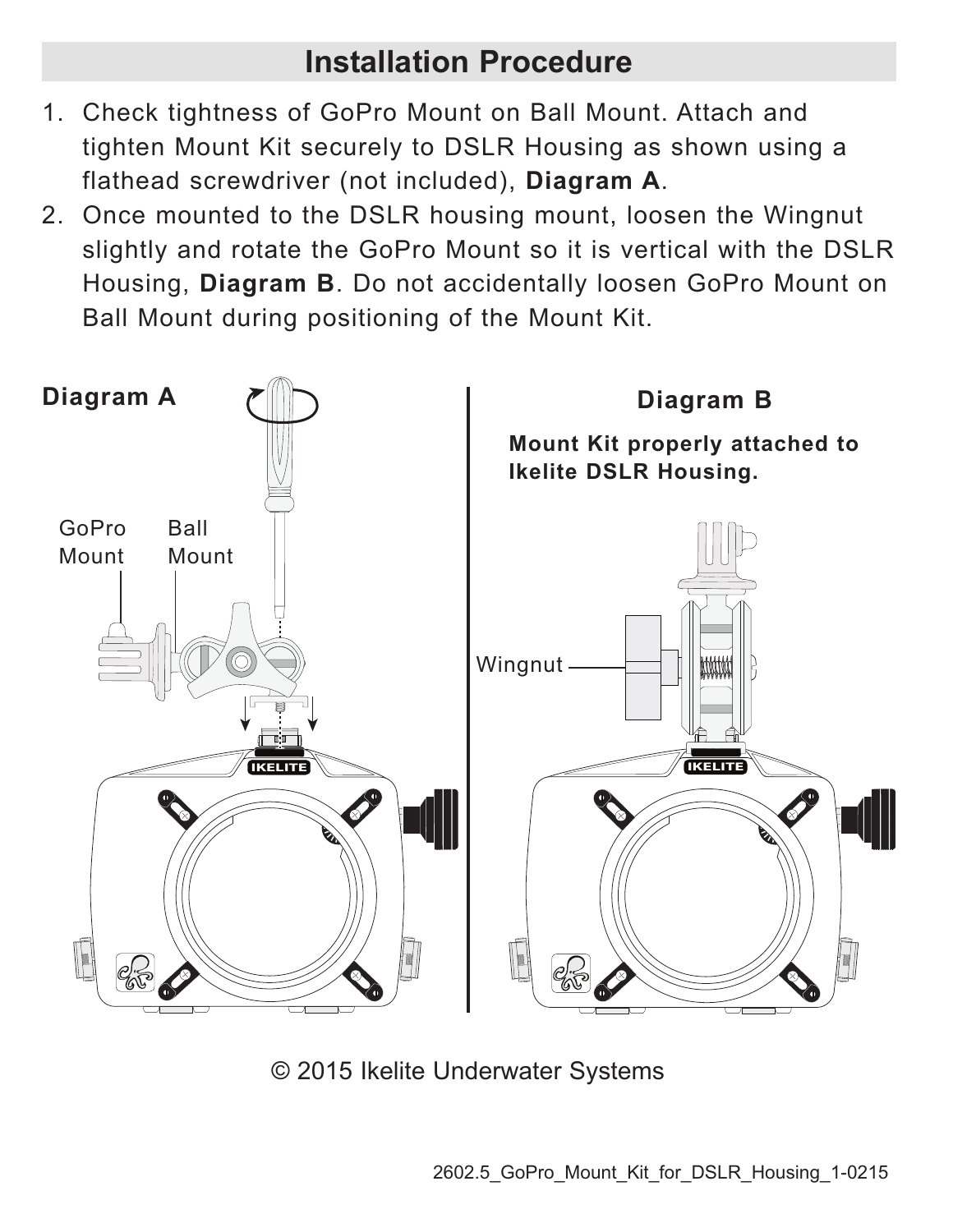## Installation Procedure

1. Check tightness of GoPro Mount on Ball Mount. Attach and tighten Mount Kit securely to DSLR Housing as shown using a flathead screwdriver (not included), **Diagram A**.
2. Once mounted to the DSLR housing mount, loosen the Wingnut slightly and rotate the GoPro Mount so it is vertical with the DSLR Housing, **Diagram B**. Do not accidentally loosen GoPro Mount on Ball Mount during positioning of the Mount Kit.

**Diagram A**

GoPro Mount

Ball Mount

IKELITE

**Diagram B**

**Mount Kit properly attached to Ikelite DSLR Housing.**

Wingnut

IKELITE

© 2015 Ikelite Underwater Systems

2602.5_GoPro_Mount_Kit_for_DSLR_Housing_1-0215